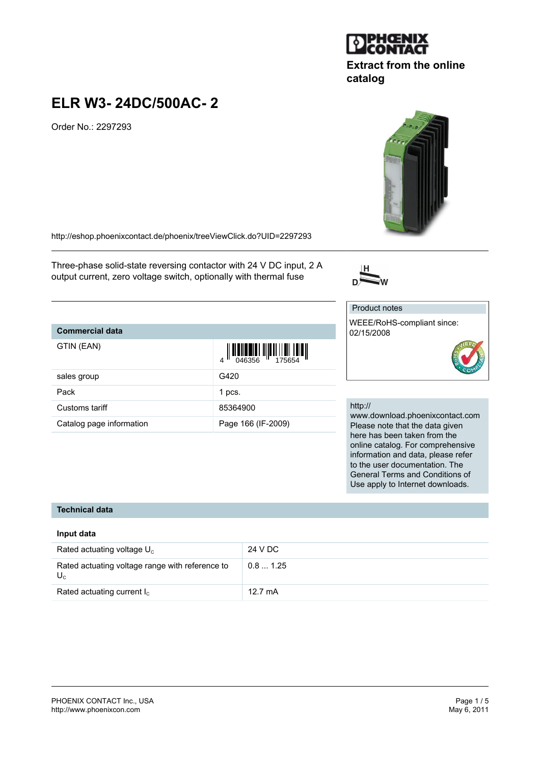Extract from the online catalog

# ELR W3- 24DC/500AC- 2

Order No.: 2297293

http://eshop.phoenixcontact.de/phoenix/treeViewClick.do?UID=2297293

Three-phase solid-state reversing contactor with 24 V DC input, 2 A output current, zero voltage switch, optionally with thermal fuse

| Commercial data | |
|---|---|
| GTIN (EAN) | 4 046356 175654 |
| sales group | G420 |
| Pack | 1 pcs. |
| Customs tariff | 85364900 |
| Catalog page information | Page 166 (IF-2009) |

Product notes

WEEE/RoHS-compliant since: 02/15/2008

http://www.download.phoenixcontact.com
Please note that the data given here has been taken from the online catalog. For comprehensive information and data, please refer to the user documentation. The General Terms and Conditions of Use apply to Internet downloads.

## Technical data

### Input data

| | |
|---|---|
| Rated actuating voltage $U_C$ | 24 V DC |
| Rated actuating voltage range with reference to $U_C$ | 0.8 ... 1.25 |
| Rated actuating current $I_C$ | 12.7 mA |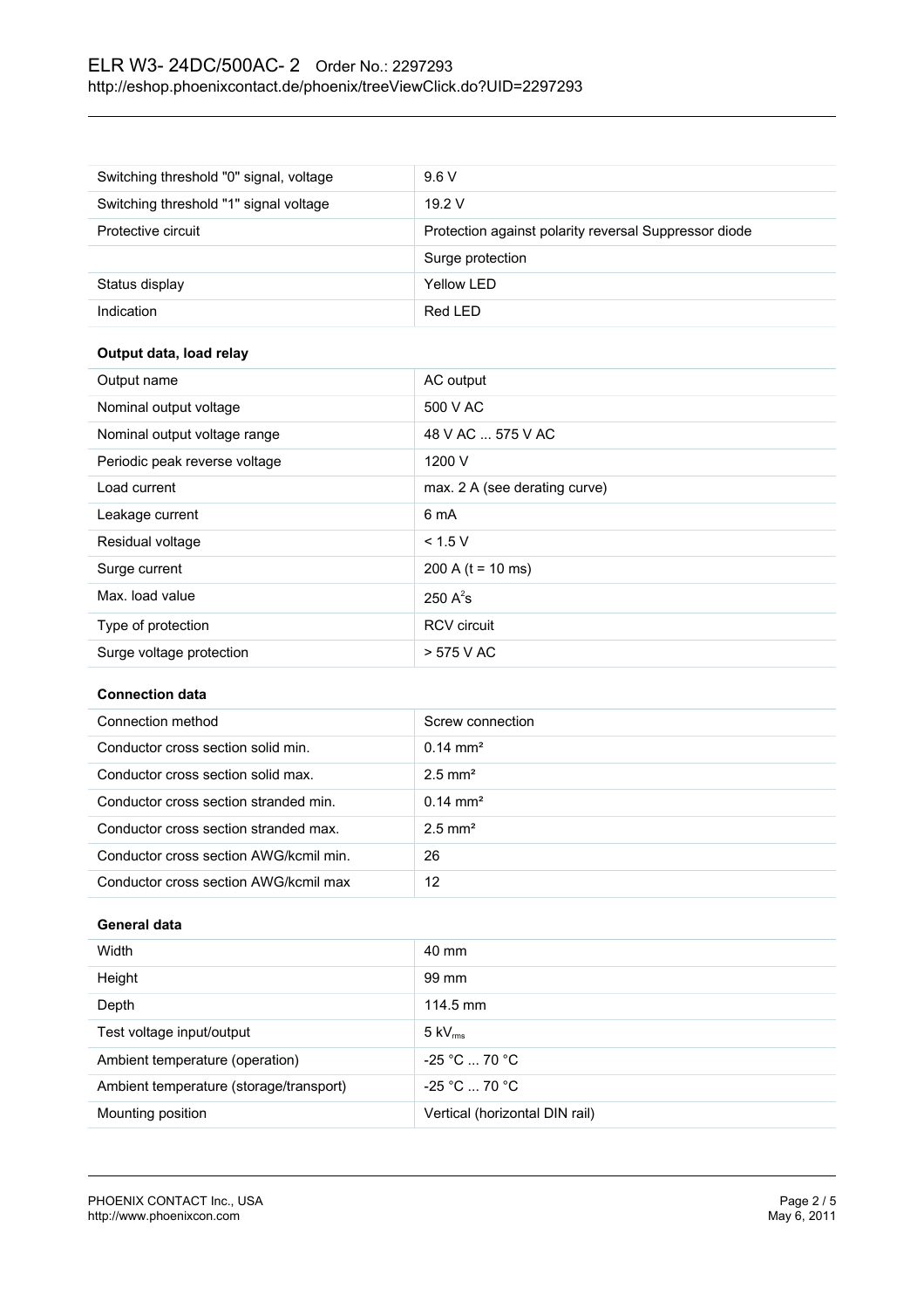| | |
|---|---|
| Switching threshold "0" signal, voltage | 9.6 V |
| Switching threshold "1" signal voltage | 19.2 V |
| Protective circuit | Protection against polarity reversal Suppressor diode |
| | Surge protection |
| Status display | Yellow LED |
| Indication | Red LED |

**Output data, load relay**

| | |
|---|---|
| Output name | AC output |
| Nominal output voltage | 500 V AC |
| Nominal output voltage range | 48 V AC ... 575 V AC |
| Periodic peak reverse voltage | 1200 V |
| Load current | max. 2 A (see derating curve) |
| Leakage current | 6 mA |
| Residual voltage | < 1.5 V |
| Surge current | 200 A (t = 10 ms) |
| Max. load value | 250 $A^2s$ |
| Type of protection | RCV circuit |
| Surge voltage protection | > 575 V AC |

**Connection data**

| | |
|---|---|
| Connection method | Screw connection |
| Conductor cross section solid min. | 0.14 mm² |
| Conductor cross section solid max. | 2.5 mm² |
| Conductor cross section stranded min. | 0.14 mm² |
| Conductor cross section stranded max. | 2.5 mm² |
| Conductor cross section AWG/kcmil min. | 26 |
| Conductor cross section AWG/kcmil max | 12 |

**General data**

| | |
|---|---|
| Width | 40 mm |
| Height | 99 mm |
| Depth | 114.5 mm |
| Test voltage input/output | 5 $kV_{rms}$ |
| Ambient temperature (operation) | -25 °C ... 70 °C |
| Ambient temperature (storage/transport) | -25 °C ... 70 °C |
| Mounting position | Vertical (horizontal DIN rail) |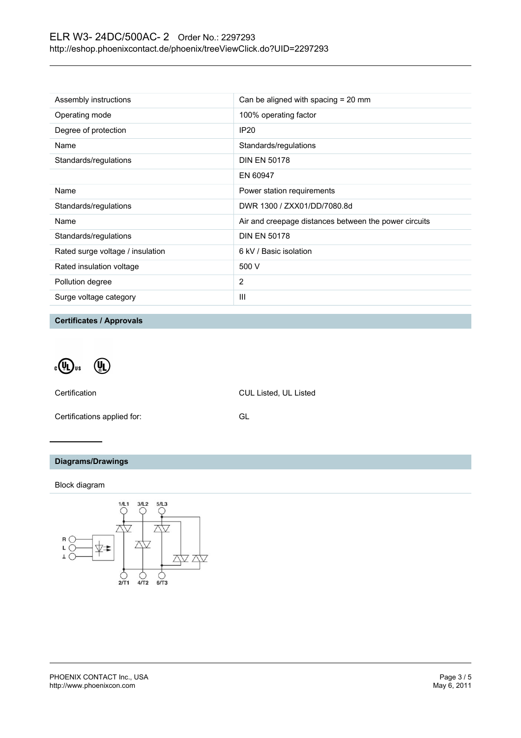| | |
|---|---|
| Assembly instructions | Can be aligned with spacing = 20 mm |
| Operating mode | 100% operating factor |
| Degree of protection | IP20 |
| Name | Standards/regulations |
| Standards/regulations | DIN EN 50178 |
| | EN 60947 |
| Name | Power station requirements |
| Standards/regulations | DWR 1300 / ZXX01/DD/7080.8d |
| Name | Air and creepage distances between the power circuits |
| Standards/regulations | DIN EN 50178 |
| Rated surge voltage / insulation | 6 kV / Basic isolation |
| Rated insulation voltage | 500 V |
| Pollution degree | 2 |
| Surge voltage category | III |

## Certificates / Approvals

| | |
|---|---|
| Certification | CUL Listed, UL Listed |
| Certifications applied for: | GL |

## Diagrams/Drawings

Block diagram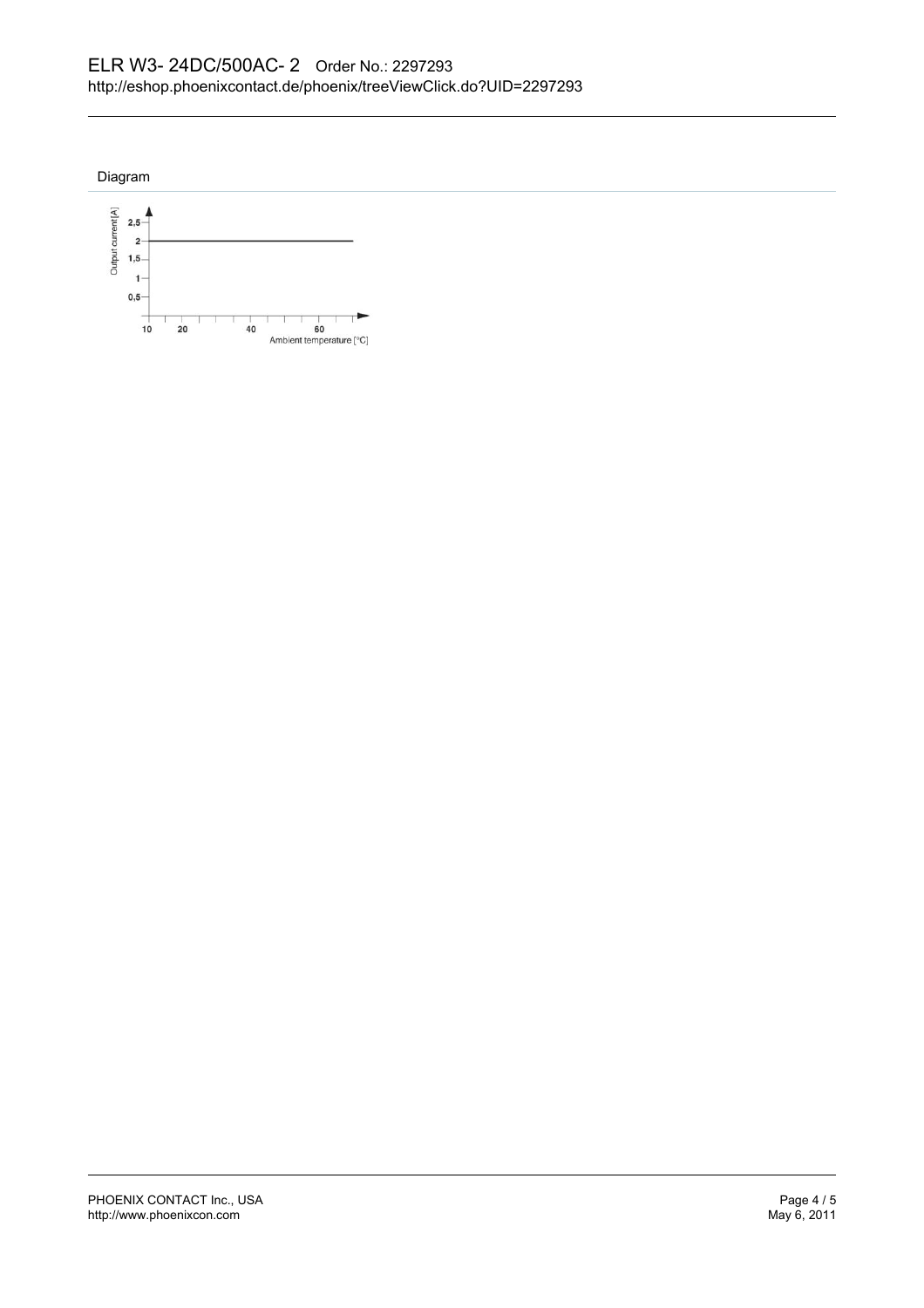Diagram

Output current [A]

2,5
2
1,5
1
0,5

10 20 40 60

Ambient temperature [°C]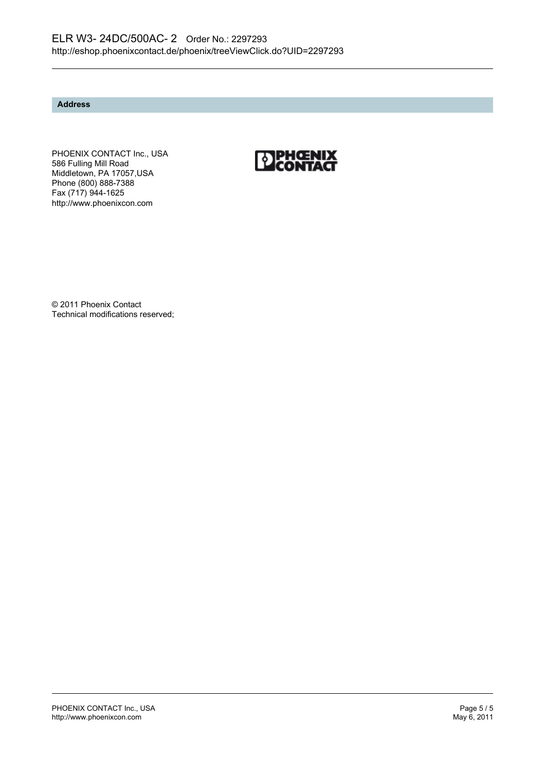## Address

PHOENIX CONTACT Inc., USA
586 Fulling Mill Road
Middletown, PA 17057,USA
Phone (800) 888-7388
Fax (717) 944-1625
http://www.phoenixcon.com

© 2011 Phoenix Contact
Technical modifications reserved;